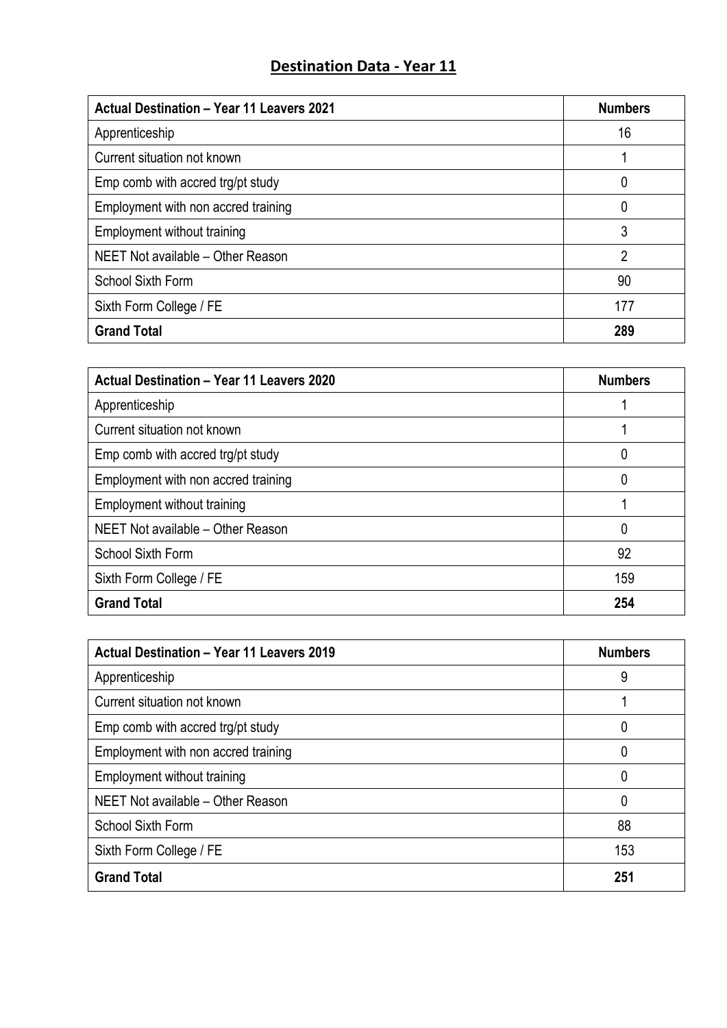# Destination Data - Year 11

| **Actual Destination – Year 11 Leavers 2021** | **Numbers** |
|---|---|
| Apprenticeship | 16 |
| Current situation not known | 1 |
| Emp comb with accred trg/pt study | 0 |
| Employment with non accred training | 0 |
| Employment without training | 3 |
| NEET Not available – Other Reason | 2 |
| School Sixth Form | 90 |
| Sixth Form College / FE | 177 |
| **Grand Total** | **289** |

| **Actual Destination – Year 11 Leavers 2020** | **Numbers** |
|---|---|
| Apprenticeship | 1 |
| Current situation not known | 1 |
| Emp comb with accred trg/pt study | 0 |
| Employment with non accred training | 0 |
| Employment without training | 1 |
| NEET Not available – Other Reason | 0 |
| School Sixth Form | 92 |
| Sixth Form College / FE | 159 |
| **Grand Total** | **254** |

| **Actual Destination – Year 11 Leavers 2019** | **Numbers** |
|---|---|
| Apprenticeship | 9 |
| Current situation not known | 1 |
| Emp comb with accred trg/pt study | 0 |
| Employment with non accred training | 0 |
| Employment without training | 0 |
| NEET Not available – Other Reason | 0 |
| School Sixth Form | 88 |
| Sixth Form College / FE | 153 |
| **Grand Total** | **251** |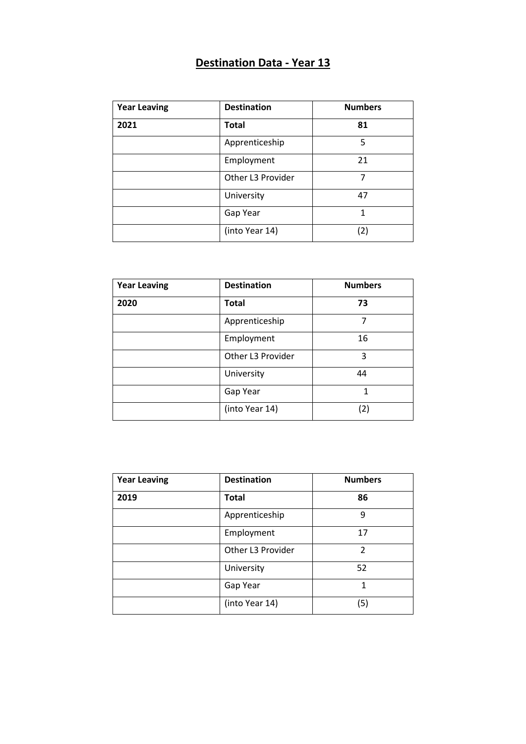# Destination Data - Year 13

| Year Leaving | Destination | Numbers |
|---|---|---|
| **2021** | **Total** | **81** |
| | Apprenticeship | 5 |
| | Employment | 21 |
| | Other L3 Provider | 7 |
| | University | 47 |
| | Gap Year | 1 |
| | (into Year 14) | (2) |

| Year Leaving | Destination | Numbers |
|---|---|---|
| **2020** | **Total** | **73** |
| | Apprenticeship | 7 |
| | Employment | 16 |
| | Other L3 Provider | 3 |
| | University | 44 |
| | Gap Year | 1 |
| | (into Year 14) | (2) |

| Year Leaving | Destination | Numbers |
|---|---|---|
| **2019** | **Total** | **86** |
| | Apprenticeship | 9 |
| | Employment | 17 |
| | Other L3 Provider | 2 |
| | University | 52 |
| | Gap Year | 1 |
| | (into Year 14) | (5) |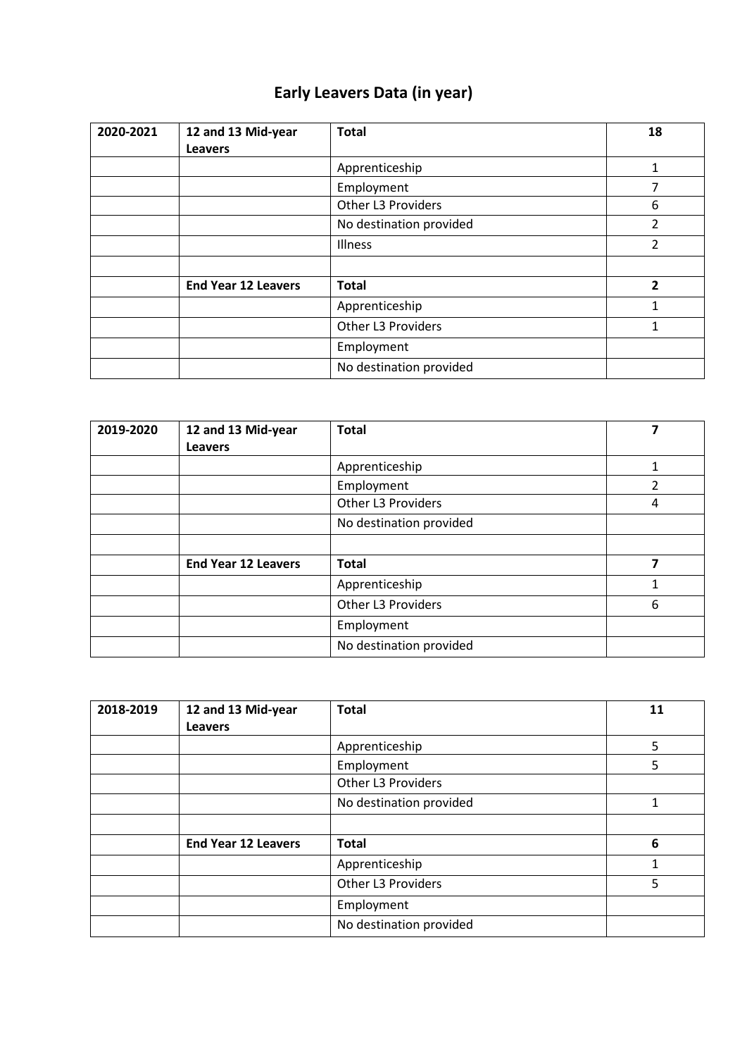# Early Leavers Data (in year)

| 2020-2021 | 12 and 13 Mid-year Leavers | Total | 18 |
|---|---|---|---|
| | | Apprenticeship | 1 |
| | | Employment | 7 |
| | | Other L3 Providers | 6 |
| | | No destination provided | 2 |
| | | Illness | 2 |
| | | | |
| | End Year 12 Leavers | Total | 2 |
| | | Apprenticeship | 1 |
| | | Other L3 Providers | 1 |
| | | Employment | |
| | | No destination provided | |

| 2019-2020 | 12 and 13 Mid-year Leavers | Total | 7 |
|---|---|---|---|
| | | Apprenticeship | 1 |
| | | Employment | 2 |
| | | Other L3 Providers | 4 |
| | | No destination provided | |
| | | | |
| | End Year 12 Leavers | Total | 7 |
| | | Apprenticeship | 1 |
| | | Other L3 Providers | 6 |
| | | Employment | |
| | | No destination provided | |

| 2018-2019 | 12 and 13 Mid-year Leavers | Total | 11 |
|---|---|---|---|
| | | Apprenticeship | 5 |
| | | Employment | 5 |
| | | Other L3 Providers | |
| | | No destination provided | 1 |
| | | | |
| | End Year 12 Leavers | Total | 6 |
| | | Apprenticeship | 1 |
| | | Other L3 Providers | 5 |
| | | Employment | |
| | | No destination provided | |